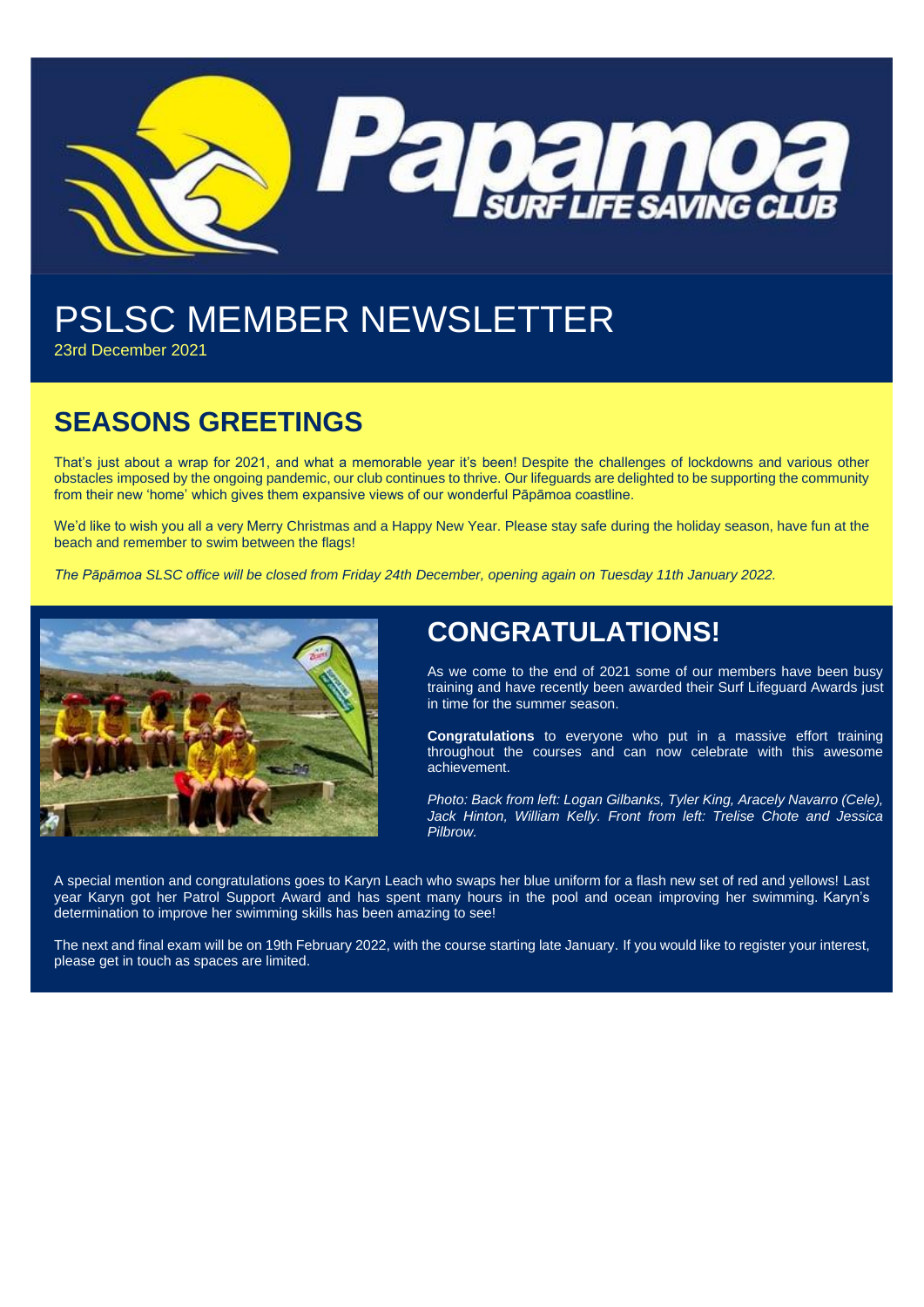# PSLSC MEMBER NEWSLETTER

23rd December 2021

## SEASONS GREETINGS

That's just about a wrap for 2021, and what a memorable year it's been! Despite the challenges of lockdowns and various other obstacles imposed by the ongoing pandemic, our club continues to thrive. Our lifeguards are delighted to be supporting the community from their new 'home' which gives them expansive views of our wonderful Pāpāmoa coastline.

We'd like to wish you all a very Merry Christmas and a Happy New Year. Please stay safe during the holiday season, have fun at the beach and remember to swim between the flags!

*The Pāpāmoa SLSC office will be closed from Friday 24th December, opening again on Tuesday 11th January 2022.*

## CONGRATULATIONS!

As we come to the end of 2021 some of our members have been busy training and have recently been awarded their Surf Lifeguard Awards just in time for the summer season.

**Congratulations** to everyone who put in a massive effort training throughout the courses and can now celebrate with this awesome achievement.

*Photo: Back from left: Logan Gilbanks, Tyler King, Aracely Navarro (Cele), Jack Hinton, William Kelly. Front from left: Trelise Chote and Jessica Pilbrow.*

A special mention and congratulations goes to Karyn Leach who swaps her blue uniform for a flash new set of red and yellows! Last year Karyn got her Patrol Support Award and has spent many hours in the pool and ocean improving her swimming. Karyn's determination to improve her swimming skills has been amazing to see!

The next and final exam will be on 19th February 2022, with the course starting late January. If you would like to register your interest, please get in touch as spaces are limited.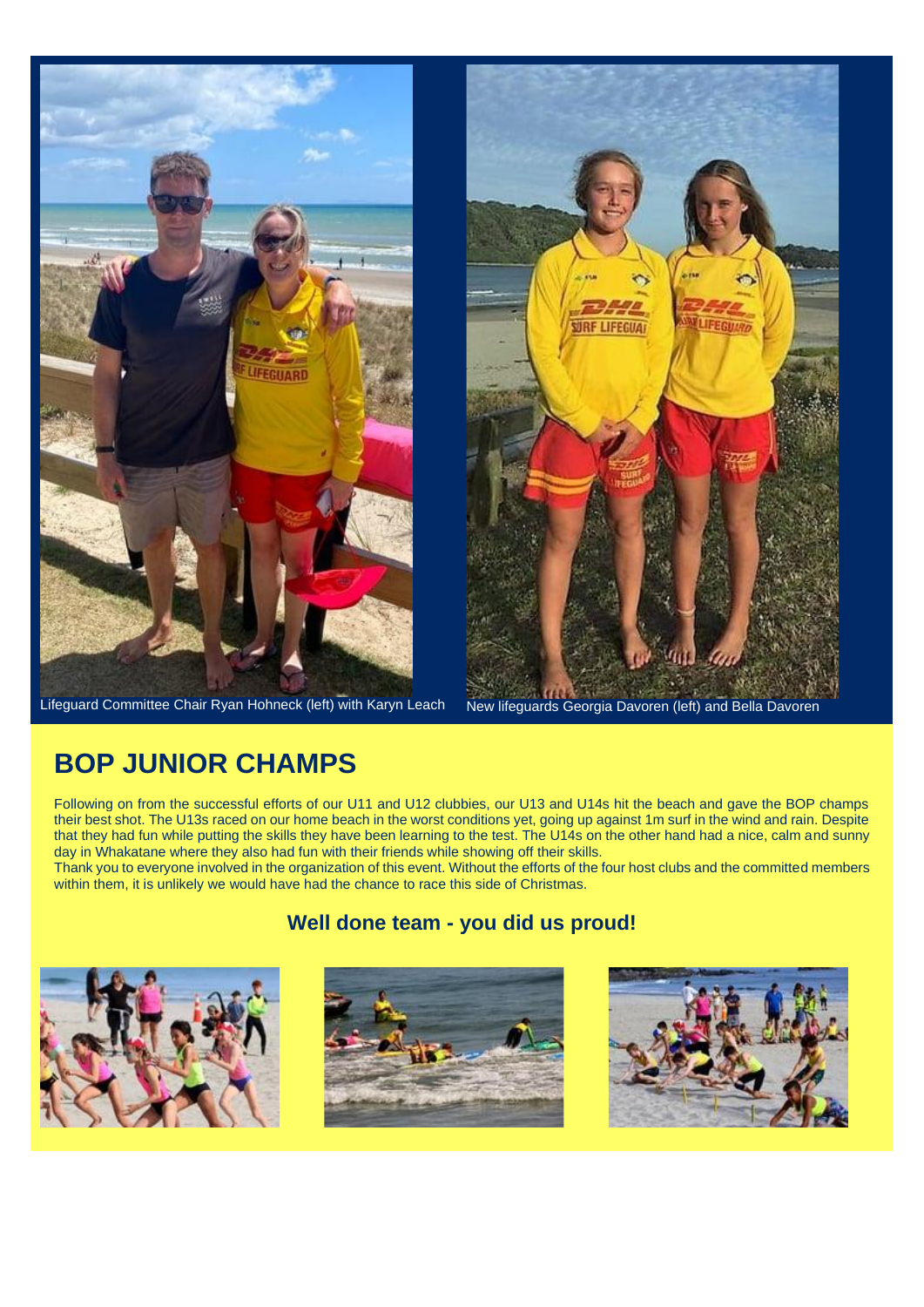Lifeguard Committee Chair Ryan Hohneck (left) with Karyn Leach

New lifeguards Georgia Davoren (left) and Bella Davoren

## BOP JUNIOR CHAMPS

Following on from the successful efforts of our U11 and U12 clubbies, our U13 and U14s hit the beach and gave the BOP champs their best shot. The U13s raced on our home beach in the worst conditions yet, going up against 1m surf in the wind and rain. Despite that they had fun while putting the skills they have been learning to the test. The U14s on the other hand had a nice, calm and sunny day in Whakatane where they also had fun with their friends while showing off their skills.

Thank you to everyone involved in the organization of this event. Without the efforts of the four host clubs and the committed members within them, it is unlikely we would have had the chance to race this side of Christmas.

### Well done team - you did us proud!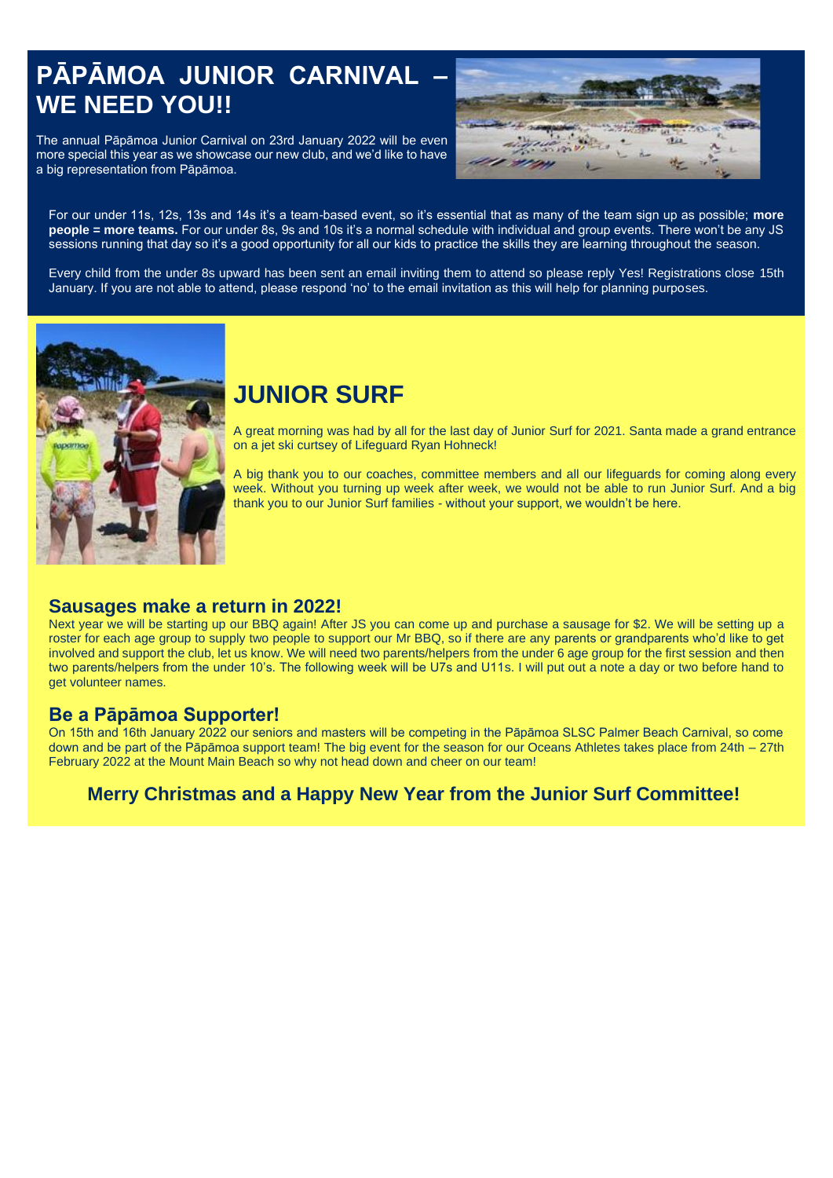# PĀPĀMOA JUNIOR CARNIVAL – WE NEED YOU!!

The annual Pāpāmoa Junior Carnival on 23rd January 2022 will be even more special this year as we showcase our new club, and we'd like to have a big representation from Pāpāmoa.

For our under 11s, 12s, 13s and 14s it's a team-based event, so it's essential that as many of the team sign up as possible; **more people = more teams.** For our under 8s, 9s and 10s it's a normal schedule with individual and group events. There won't be any JS sessions running that day so it's a good opportunity for all our kids to practice the skills they are learning throughout the season.

Every child from the under 8s upward has been sent an email inviting them to attend so please reply Yes! Registrations close 15th January. If you are not able to attend, please respond 'no' to the email invitation as this will help for planning purposes.

# JUNIOR SURF

A great morning was had by all for the last day of Junior Surf for 2021. Santa made a grand entrance on a jet ski curtsey of Lifeguard Ryan Hohneck!

A big thank you to our coaches, committee members and all our lifeguards for coming along every week. Without you turning up week after week, we would not be able to run Junior Surf. And a big thank you to our Junior Surf families - without your support, we wouldn't be here.

## Sausages make a return in 2022!

Next year we will be starting up our BBQ again! After JS you can come up and purchase a sausage for $2. We will be setting up a roster for each age group to supply two people to support our Mr BBQ, so if there are any parents or grandparents who'd like to get involved and support the club, let us know. We will need two parents/helpers from the under 6 age group for the first session and then two parents/helpers from the under 10's. The following week will be U7s and U11s. I will put out a note a day or two before hand to get volunteer names.

## Be a Pāpāmoa Supporter!

On 15th and 16th January 2022 our seniors and masters will be competing in the Pāpāmoa SLSC Palmer Beach Carnival, so come down and be part of the Pāpāmoa support team! The big event for the season for our Oceans Athletes takes place from 24th – 27th February 2022 at the Mount Main Beach so why not head down and cheer on our team!

**Merry Christmas and a Happy New Year from the Junior Surf Committee!**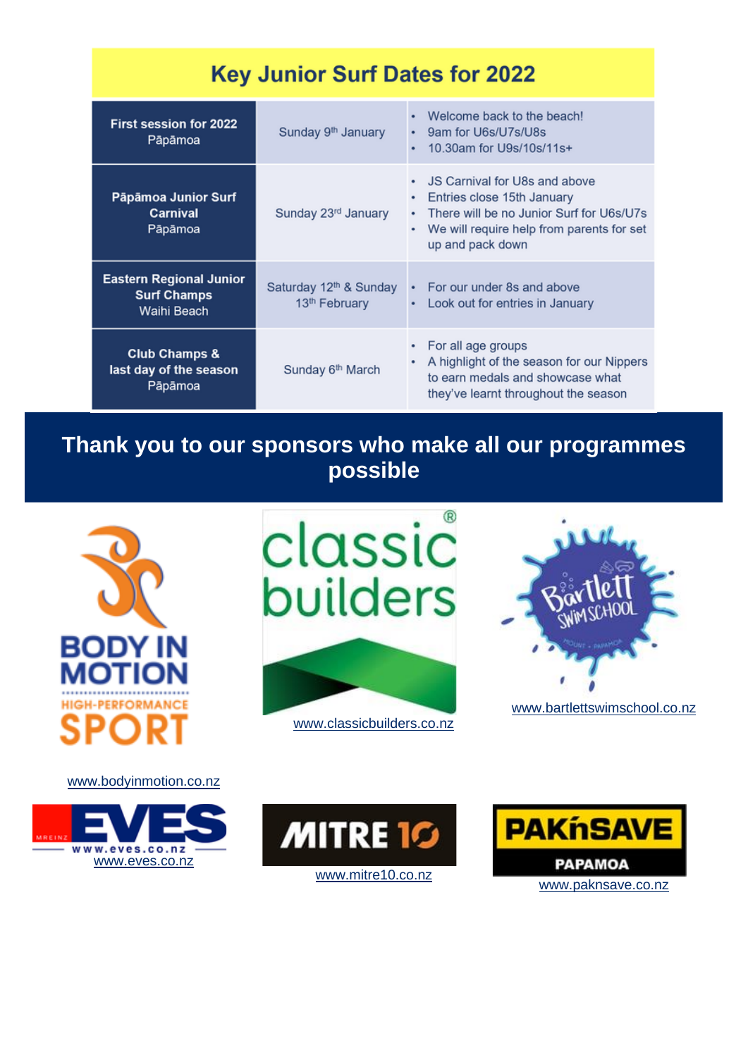## Key Junior Surf Dates for 2022

| Event | Date | Details |
|---|---|---|
| **First session for 2022** Pāpāmoa | Sunday 9th January | • Welcome back to the beach! • 9am for U6s/U7s/U8s • 10.30am for U9s/10s/11s+ |
| **Pāpāmoa Junior Surf Carnival** Pāpāmoa | Sunday 23rd January | • JS Carnival for U8s and above • Entries close 15th January • There will be no Junior Surf for U6s/U7s • We will require help from parents for set up and pack down |
| **Eastern Regional Junior Surf Champs** Waihi Beach | Saturday 12th & Sunday 13th February | • For our under 8s and above • Look out for entries in January |
| **Club Champs & last day of the season** Pāpāmoa | Sunday 6th March | • For all age groups • A highlight of the season for our Nippers to earn medals and showcase what they've learnt throughout the season |

## Thank you to our sponsors who make all our programmes possible

BODY IN MOTION HIGH-PERFORMANCE SPORT

www.bodyinmotion.co.nz

classic builders

www.classicbuilders.co.nz

Bartlett Swim School

www.bartlettswimschool.co.nz

EVES

www.eves.co.nz

MITRE 10

www.mitre10.co.nz

PAK'nSAVE PAPAMOA

www.paknsave.co.nz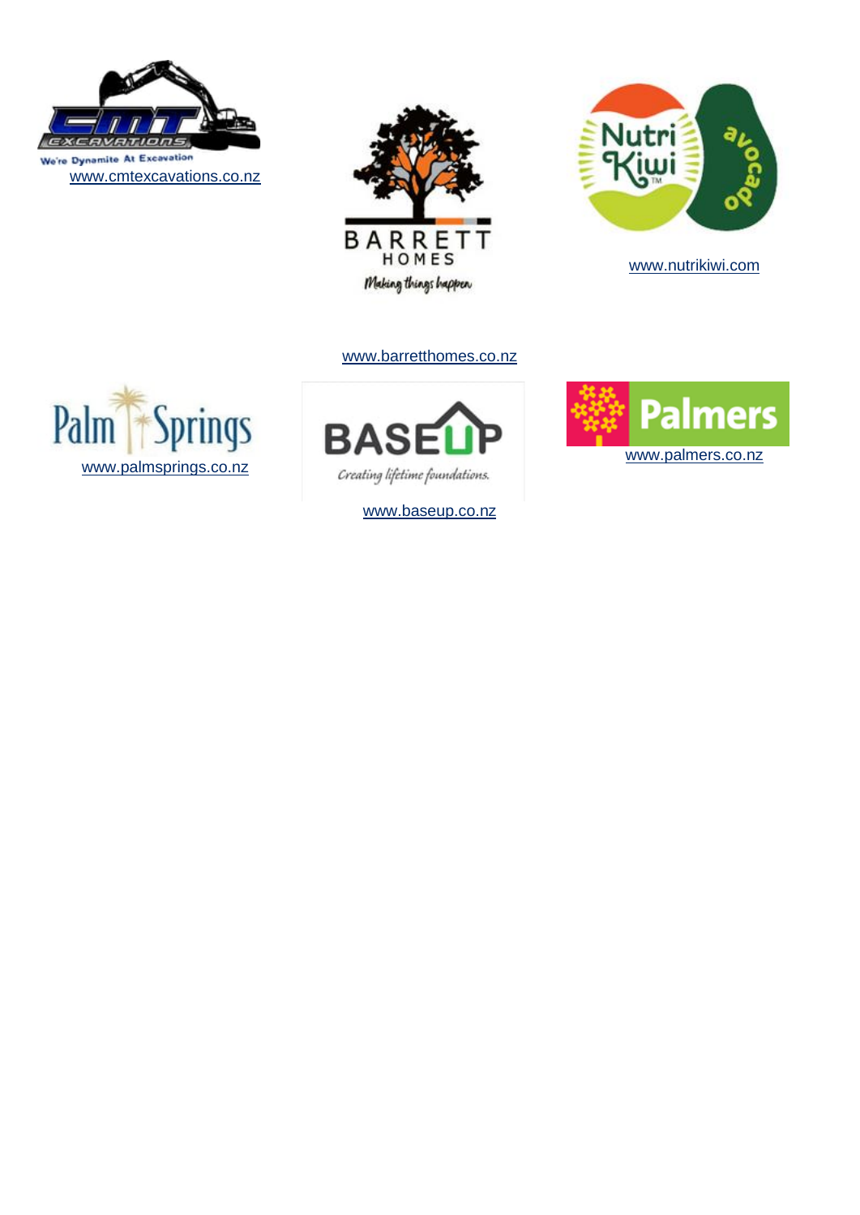www.cmtexcavations.co.nz

www.nutrikiwi.com

www.barretthomes.co.nz

www.palmsprings.co.nz

www.palmers.co.nz

www.baseup.co.nz